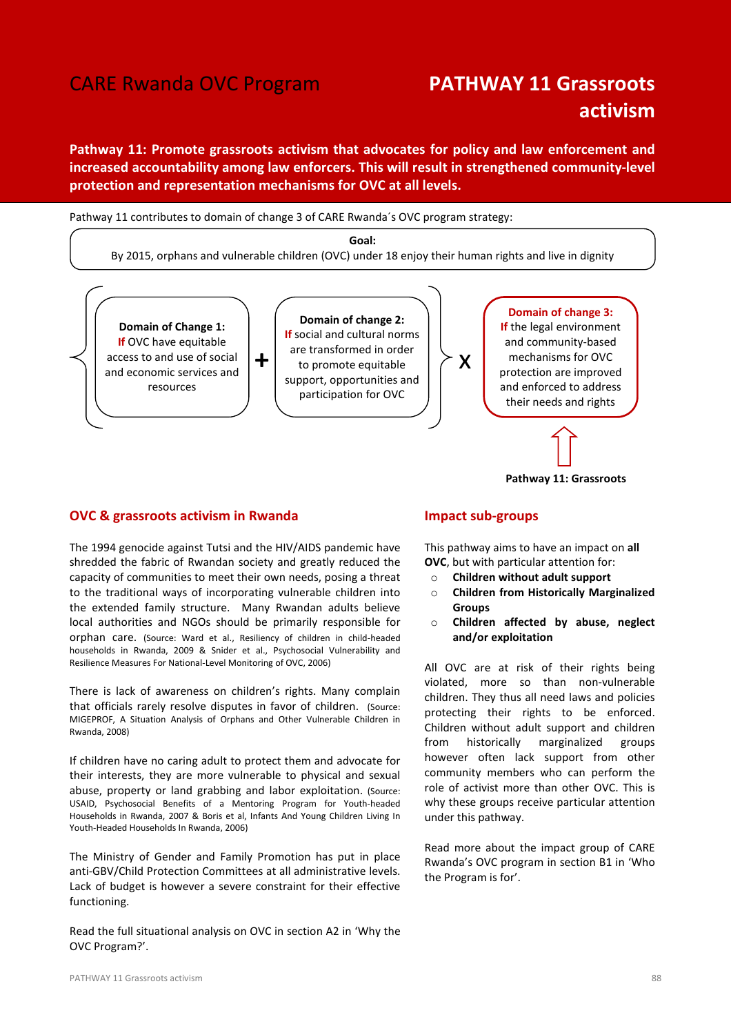# CARE Rwanda OVC Program

# PATHWAY 11 Grassroots activism

**Pathway 11: Promote grassroots activism that advocates for policy and law enforcement and increased accountability among law enforcers. This will result in strengthened community-level protection and representation mechanisms for OVC at all levels.**

Pathway 11 contributes to domain of change 3 of CARE Rwanda´s OVC program strategy:

**Goal:**
By 2015, orphans and vulnerable children (OVC) under 18 enjoy their human rights and live in dignity

**Domain of Change 1:** If OVC have equitable access to and use of social and economic services and resources

+

**Domain of change 2:** If social and cultural norms are transformed in order to promote equitable support, opportunities and participation for OVC

X

**Domain of change 3:** If the legal environment and community-based mechanisms for OVC protection are improved and enforced to address their needs and rights

**Pathway 11: Grassroots**

## OVC & grassroots activism in Rwanda

The 1994 genocide against Tutsi and the HIV/AIDS pandemic have shredded the fabric of Rwandan society and greatly reduced the capacity of communities to meet their own needs, posing a threat to the traditional ways of incorporating vulnerable children into the extended family structure. Many Rwandan adults believe local authorities and NGOs should be primarily responsible for orphan care. (Source: Ward et al., Resiliency of children in child-headed households in Rwanda, 2009 & Snider et al., Psychosocial Vulnerability and Resilience Measures For National-Level Monitoring of OVC, 2006)

There is lack of awareness on children's rights. Many complain that officials rarely resolve disputes in favor of children. (Source: MIGEPROF, A Situation Analysis of Orphans and Other Vulnerable Children in Rwanda, 2008)

If children have no caring adult to protect them and advocate for their interests, they are more vulnerable to physical and sexual abuse, property or land grabbing and labor exploitation. (Source: USAID, Psychosocial Benefits of a Mentoring Program for Youth-headed Households in Rwanda, 2007 & Boris et al, Infants And Young Children Living In Youth-Headed Households In Rwanda, 2006)

The Ministry of Gender and Family Promotion has put in place anti-GBV/Child Protection Committees at all administrative levels. Lack of budget is however a severe constraint for their effective functioning.

Read the full situational analysis on OVC in section A2 in 'Why the OVC Program?'.

## Impact sub-groups

This pathway aims to have an impact on **all OVC**, but with particular attention for:

- **Children without adult support**
- **Children from Historically Marginalized Groups**
- **Children affected by abuse, neglect and/or exploitation**

All OVC are at risk of their rights being violated, more so than non-vulnerable children. They thus all need laws and policies protecting their rights to be enforced. Children without adult support and children from historically marginalized groups however often lack support from other community members who can perform the role of activist more than other OVC. This is why these groups receive particular attention under this pathway.

Read more about the impact group of CARE Rwanda's OVC program in section B1 in 'Who the Program is for'.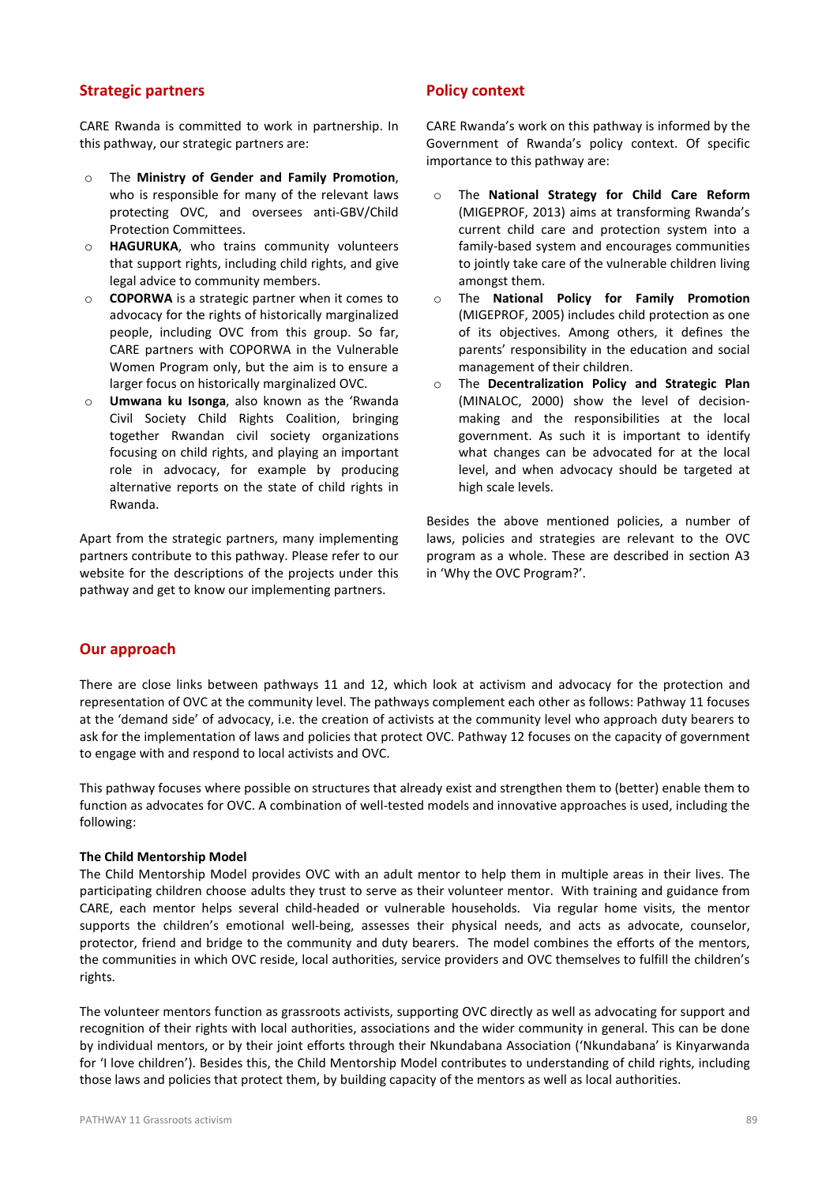## Strategic partners

CARE Rwanda is committed to work in partnership. In this pathway, our strategic partners are:

- The **Ministry of Gender and Family Promotion**, who is responsible for many of the relevant laws protecting OVC, and oversees anti-GBV/Child Protection Committees.
- **HAGURUKA**, who trains community volunteers that support rights, including child rights, and give legal advice to community members.
- **COPORWA** is a strategic partner when it comes to advocacy for the rights of historically marginalized people, including OVC from this group. So far, CARE partners with COPORWA in the Vulnerable Women Program only, but the aim is to ensure a larger focus on historically marginalized OVC.
- **Umwana ku Isonga**, also known as the 'Rwanda Civil Society Child Rights Coalition, bringing together Rwandan civil society organizations focusing on child rights, and playing an important role in advocacy, for example by producing alternative reports on the state of child rights in Rwanda.

Apart from the strategic partners, many implementing partners contribute to this pathway. Please refer to our website for the descriptions of the projects under this pathway and get to know our implementing partners.

## Policy context

CARE Rwanda's work on this pathway is informed by the Government of Rwanda's policy context. Of specific importance to this pathway are:

- The **National Strategy for Child Care Reform** (MIGEPROF, 2013) aims at transforming Rwanda's current child care and protection system into a family-based system and encourages communities to jointly take care of the vulnerable children living amongst them.
- The **National Policy for Family Promotion** (MIGEPROF, 2005) includes child protection as one of its objectives. Among others, it defines the parents' responsibility in the education and social management of their children.
- The **Decentralization Policy and Strategic Plan** (MINALOC, 2000) show the level of decision-making and the responsibilities at the local government. As such it is important to identify what changes can be advocated for at the local level, and when advocacy should be targeted at high scale levels.

Besides the above mentioned policies, a number of laws, policies and strategies are relevant to the OVC program as a whole. These are described in section A3 in 'Why the OVC Program?'.

## Our approach

There are close links between pathways 11 and 12, which look at activism and advocacy for the protection and representation of OVC at the community level. The pathways complement each other as follows: Pathway 11 focuses at the 'demand side' of advocacy, i.e. the creation of activists at the community level who approach duty bearers to ask for the implementation of laws and policies that protect OVC. Pathway 12 focuses on the capacity of government to engage with and respond to local activists and OVC.

This pathway focuses where possible on structures that already exist and strengthen them to (better) enable them to function as advocates for OVC. A combination of well-tested models and innovative approaches is used, including the following:

### The Child Mentorship Model

The Child Mentorship Model provides OVC with an adult mentor to help them in multiple areas in their lives. The participating children choose adults they trust to serve as their volunteer mentor. With training and guidance from CARE, each mentor helps several child-headed or vulnerable households. Via regular home visits, the mentor supports the children's emotional well-being, assesses their physical needs, and acts as advocate, counselor, protector, friend and bridge to the community and duty bearers. The model combines the efforts of the mentors, the communities in which OVC reside, local authorities, service providers and OVC themselves to fulfill the children's rights.

The volunteer mentors function as grassroots activists, supporting OVC directly as well as advocating for support and recognition of their rights with local authorities, associations and the wider community in general. This can be done by individual mentors, or by their joint efforts through their Nkundabana Association ('Nkundabana' is Kinyarwanda for 'I love children'). Besides this, the Child Mentorship Model contributes to understanding of child rights, including those laws and policies that protect them, by building capacity of the mentors as well as local authorities.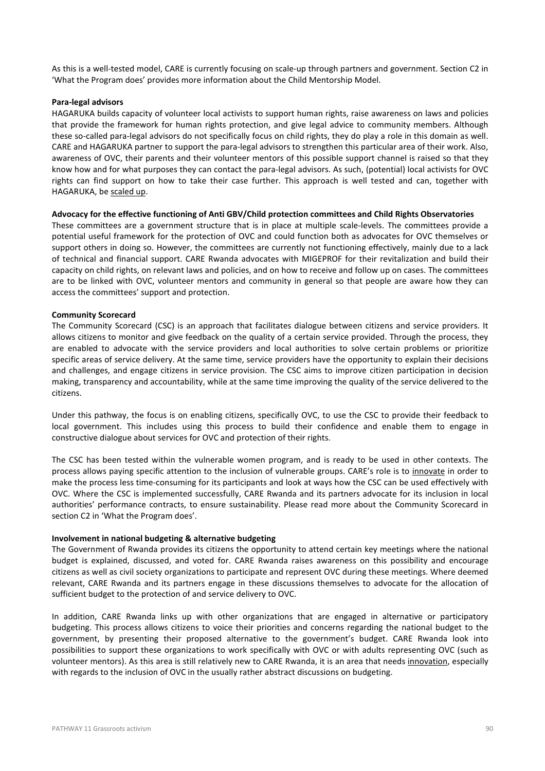As this is a well-tested model, CARE is currently focusing on scale-up through partners and government. Section C2 in 'What the Program does' provides more information about the Child Mentorship Model.

**Para-legal advisors**

HAGARUKA builds capacity of volunteer local activists to support human rights, raise awareness on laws and policies that provide the framework for human rights protection, and give legal advice to community members. Although these so-called para-legal advisors do not specifically focus on child rights, they do play a role in this domain as well. CARE and HAGARUKA partner to support the para-legal advisors to strengthen this particular area of their work. Also, awareness of OVC, their parents and their volunteer mentors of this possible support channel is raised so that they know how and for what purposes they can contact the para-legal advisors. As such, (potential) local activists for OVC rights can find support on how to take their case further. This approach is well tested and can, together with HAGARUKA, be scaled up.

**Advocacy for the effective functioning of Anti GBV/Child protection committees and Child Rights Observatories**

These committees are a government structure that is in place at multiple scale-levels. The committees provide a potential useful framework for the protection of OVC and could function both as advocates for OVC themselves or support others in doing so. However, the committees are currently not functioning effectively, mainly due to a lack of technical and financial support. CARE Rwanda advocates with MIGEPROF for their revitalization and build their capacity on child rights, on relevant laws and policies, and on how to receive and follow up on cases. The committees are to be linked with OVC, volunteer mentors and community in general so that people are aware how they can access the committees' support and protection.

**Community Scorecard**

The Community Scorecard (CSC) is an approach that facilitates dialogue between citizens and service providers. It allows citizens to monitor and give feedback on the quality of a certain service provided. Through the process, they are enabled to advocate with the service providers and local authorities to solve certain problems or prioritize specific areas of service delivery. At the same time, service providers have the opportunity to explain their decisions and challenges, and engage citizens in service provision. The CSC aims to improve citizen participation in decision making, transparency and accountability, while at the same time improving the quality of the service delivered to the citizens.

Under this pathway, the focus is on enabling citizens, specifically OVC, to use the CSC to provide their feedback to local government. This includes using this process to build their confidence and enable them to engage in constructive dialogue about services for OVC and protection of their rights.

The CSC has been tested within the vulnerable women program, and is ready to be used in other contexts. The process allows paying specific attention to the inclusion of vulnerable groups. CARE's role is to innovate in order to make the process less time-consuming for its participants and look at ways how the CSC can be used effectively with OVC. Where the CSC is implemented successfully, CARE Rwanda and its partners advocate for its inclusion in local authorities' performance contracts, to ensure sustainability. Please read more about the Community Scorecard in section C2 in 'What the Program does'.

**Involvement in national budgeting & alternative budgeting**

The Government of Rwanda provides its citizens the opportunity to attend certain key meetings where the national budget is explained, discussed, and voted for. CARE Rwanda raises awareness on this possibility and encourage citizens as well as civil society organizations to participate and represent OVC during these meetings. Where deemed relevant, CARE Rwanda and its partners engage in these discussions themselves to advocate for the allocation of sufficient budget to the protection of and service delivery to OVC.

In addition, CARE Rwanda links up with other organizations that are engaged in alternative or participatory budgeting. This process allows citizens to voice their priorities and concerns regarding the national budget to the government, by presenting their proposed alternative to the government's budget. CARE Rwanda look into possibilities to support these organizations to work specifically with OVC or with adults representing OVC (such as volunteer mentors). As this area is still relatively new to CARE Rwanda, it is an area that needs innovation, especially with regards to the inclusion of OVC in the usually rather abstract discussions on budgeting.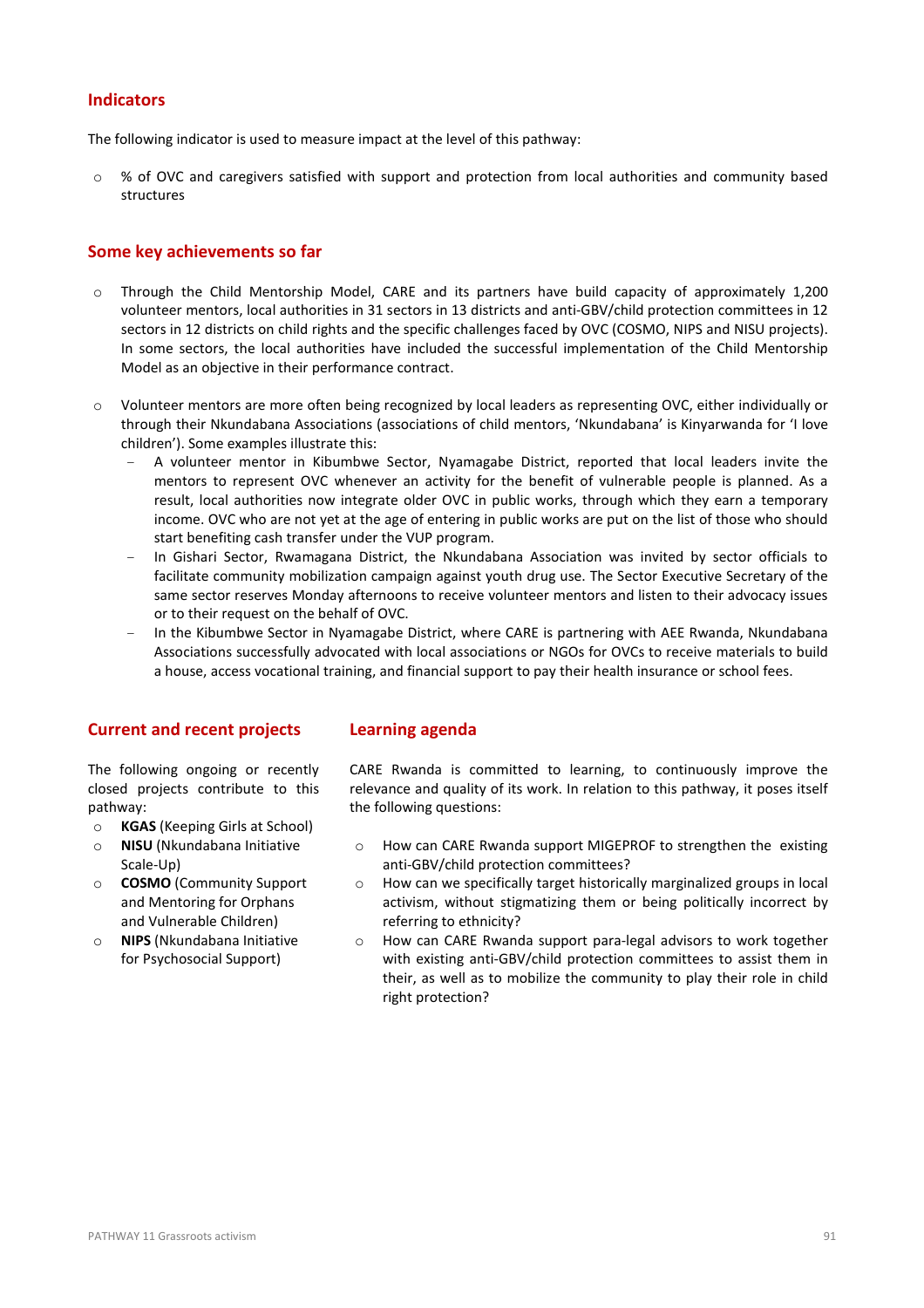## Indicators

The following indicator is used to measure impact at the level of this pathway:

- % of OVC and caregivers satisfied with support and protection from local authorities and community based structures

## Some key achievements so far

- Through the Child Mentorship Model, CARE and its partners have build capacity of approximately 1,200 volunteer mentors, local authorities in 31 sectors in 13 districts and anti-GBV/child protection committees in 12 sectors in 12 districts on child rights and the specific challenges faced by OVC (COSMO, NIPS and NISU projects). In some sectors, the local authorities have included the successful implementation of the Child Mentorship Model as an objective in their performance contract.

- Volunteer mentors are more often being recognized by local leaders as representing OVC, either individually or through their Nkundabana Associations (associations of child mentors, 'Nkundabana' is Kinyarwanda for 'I love children'). Some examples illustrate this:
  - A volunteer mentor in Kibumbwe Sector, Nyamagabe District, reported that local leaders invite the mentors to represent OVC whenever an activity for the benefit of vulnerable people is planned. As a result, local authorities now integrate older OVC in public works, through which they earn a temporary income. OVC who are not yet at the age of entering in public works are put on the list of those who should start benefiting cash transfer under the VUP program.
  - In Gishari Sector, Rwamagana District, the Nkundabana Association was invited by sector officials to facilitate community mobilization campaign against youth drug use. The Sector Executive Secretary of the same sector reserves Monday afternoons to receive volunteer mentors and listen to their advocacy issues or to their request on the behalf of OVC.
  - In the Kibumbwe Sector in Nyamagabe District, where CARE is partnering with AEE Rwanda, Nkundabana Associations successfully advocated with local associations or NGOs for OVCs to receive materials to build a house, access vocational training, and financial support to pay their health insurance or school fees.

## Current and recent projects

The following ongoing or recently closed projects contribute to this pathway:

- **KGAS** (Keeping Girls at School)
- **NISU** (Nkundabana Initiative Scale-Up)
- **COSMO** (Community Support and Mentoring for Orphans and Vulnerable Children)
- **NIPS** (Nkundabana Initiative for Psychosocial Support)

## Learning agenda

CARE Rwanda is committed to learning, to continuously improve the relevance and quality of its work. In relation to this pathway, it poses itself the following questions:

- How can CARE Rwanda support MIGEPROF to strengthen the existing anti-GBV/child protection committees?
- How can we specifically target historically marginalized groups in local activism, without stigmatizing them or being politically incorrect by referring to ethnicity?
- How can CARE Rwanda support para-legal advisors to work together with existing anti-GBV/child protection committees to assist them in their, as well as to mobilize the community to play their role in child right protection?